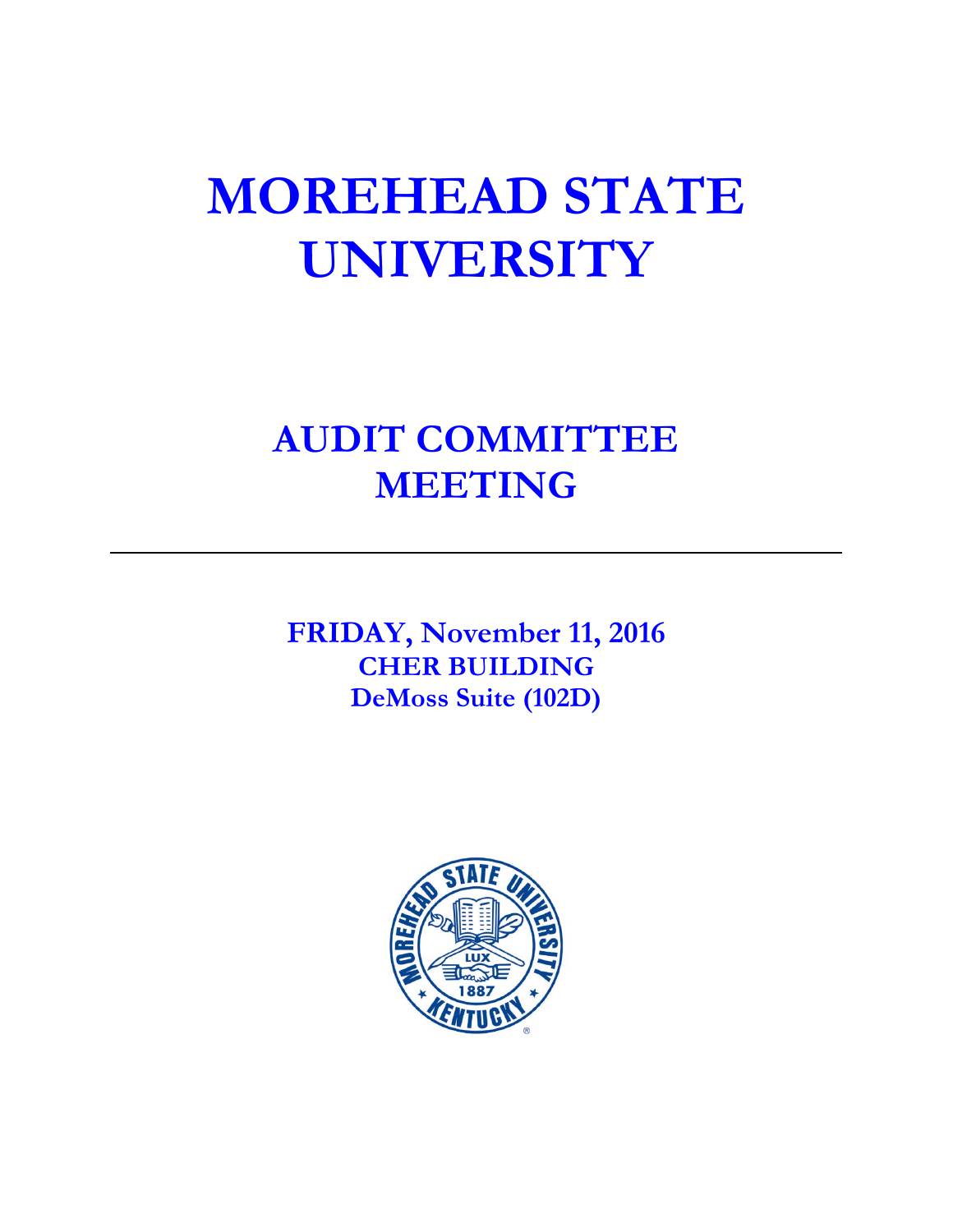# MOREHEAD STATE UNIVERSITY

## AUDIT COMMITTEE MEETING

---

**FRIDAY, November 11, 2016**
**CHER BUILDING**
**DeMoss Suite (102D)**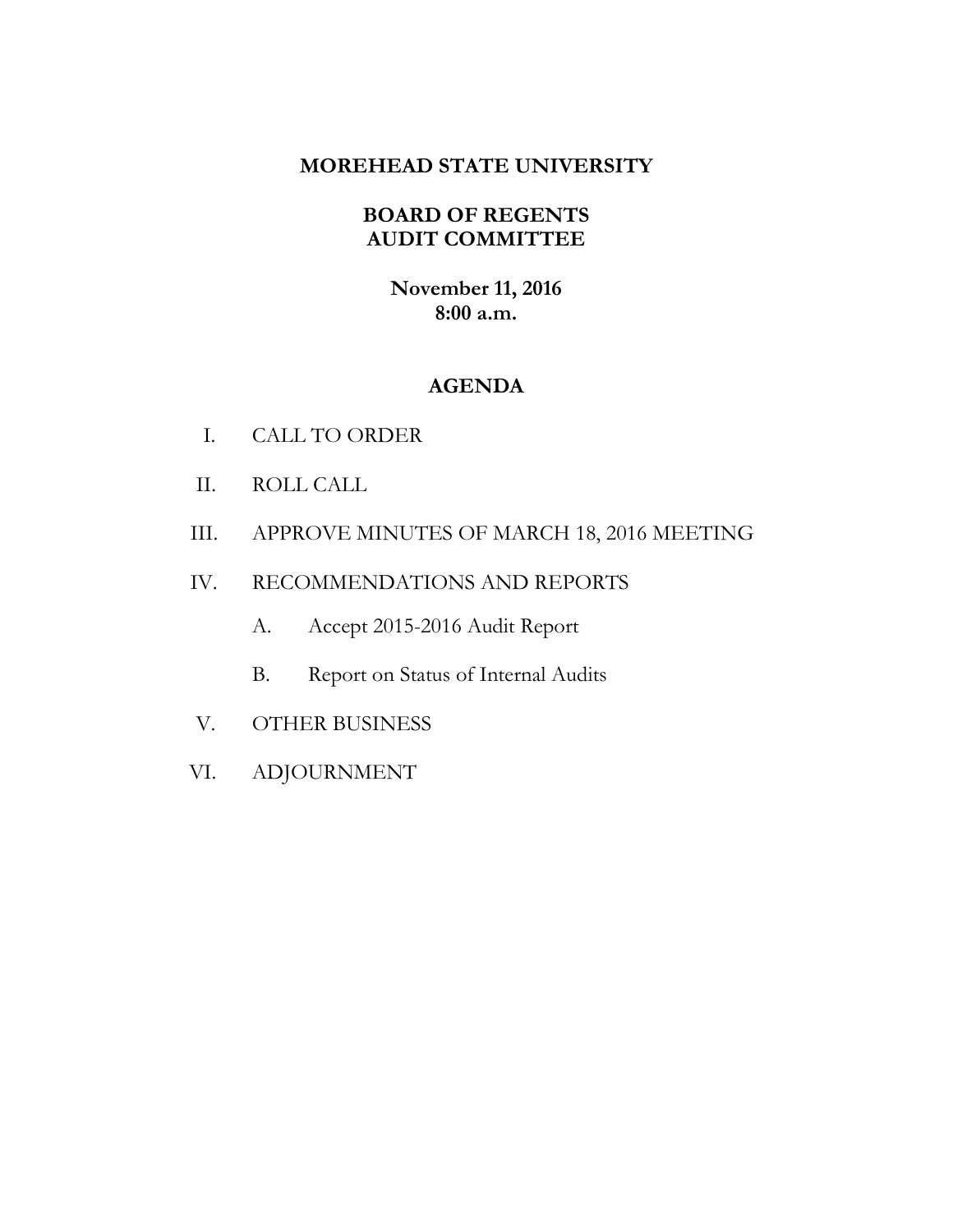**MOREHEAD STATE UNIVERSITY**

**BOARD OF REGENTS**
**AUDIT COMMITTEE**

**November 11, 2016**
**8:00 a.m.**

**AGENDA**

I. CALL TO ORDER

II. ROLL CALL

III. APPROVE MINUTES OF MARCH 18, 2016 MEETING

IV. RECOMMENDATIONS AND REPORTS

  A. Accept 2015-2016 Audit Report

  B. Report on Status of Internal Audits

V. OTHER BUSINESS

VI. ADJOURNMENT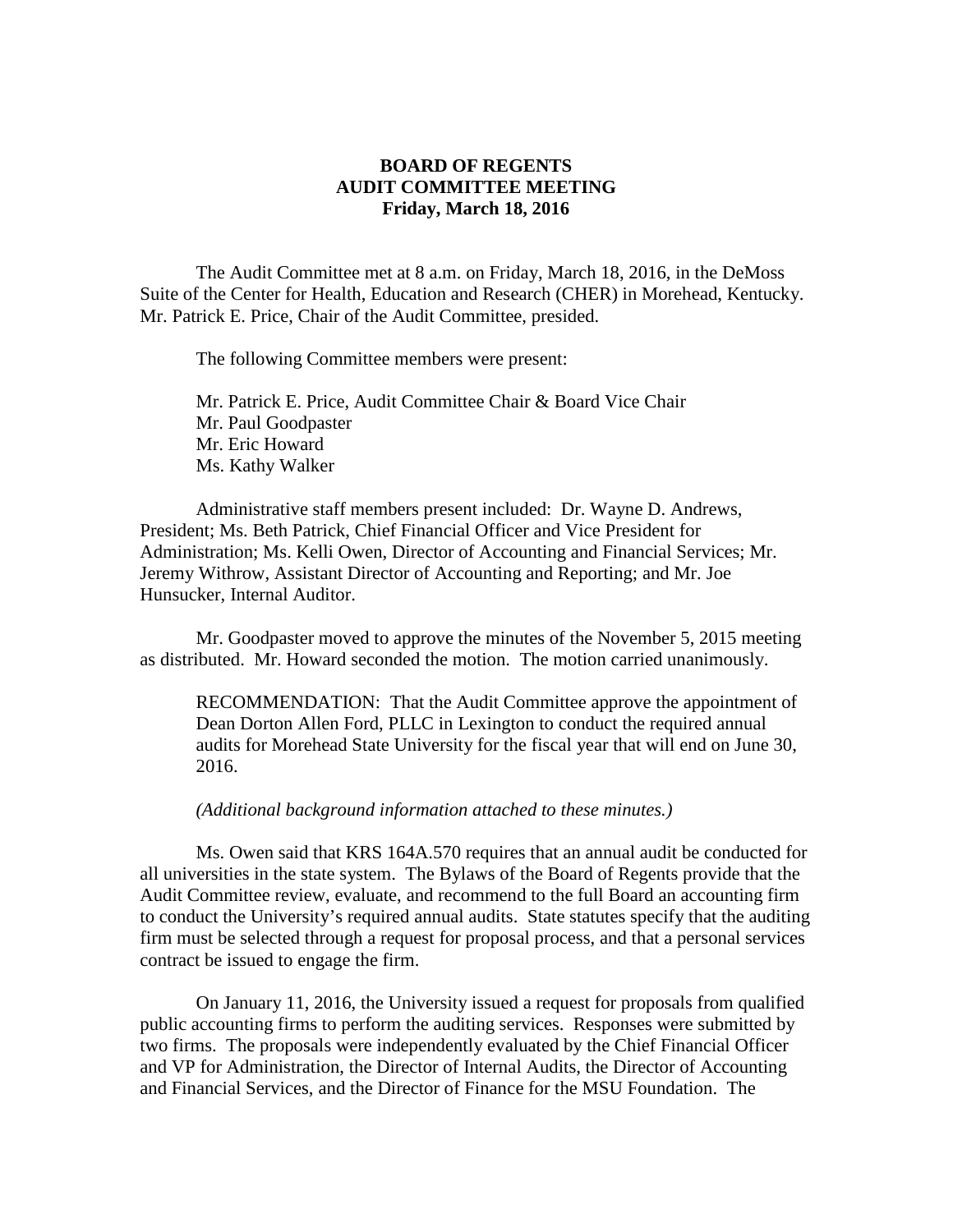**BOARD OF REGENTS**
**AUDIT COMMITTEE MEETING**
**Friday, March 18, 2016**

The Audit Committee met at 8 a.m. on Friday, March 18, 2016, in the DeMoss Suite of the Center for Health, Education and Research (CHER) in Morehead, Kentucky. Mr. Patrick E. Price, Chair of the Audit Committee, presided.

The following Committee members were present:

Mr. Patrick E. Price, Audit Committee Chair & Board Vice Chair
Mr. Paul Goodpaster
Mr. Eric Howard
Ms. Kathy Walker

Administrative staff members present included: Dr. Wayne D. Andrews, President; Ms. Beth Patrick, Chief Financial Officer and Vice President for Administration; Ms. Kelli Owen, Director of Accounting and Financial Services; Mr. Jeremy Withrow, Assistant Director of Accounting and Reporting; and Mr. Joe Hunsucker, Internal Auditor.

Mr. Goodpaster moved to approve the minutes of the November 5, 2015 meeting as distributed. Mr. Howard seconded the motion. The motion carried unanimously.

> RECOMMENDATION: That the Audit Committee approve the appointment of Dean Dorton Allen Ford, PLLC in Lexington to conduct the required annual audits for Morehead State University for the fiscal year that will end on June 30, 2016.
>
> *(Additional background information attached to these minutes.)*

Ms. Owen said that KRS 164A.570 requires that an annual audit be conducted for all universities in the state system. The Bylaws of the Board of Regents provide that the Audit Committee review, evaluate, and recommend to the full Board an accounting firm to conduct the University's required annual audits. State statutes specify that the auditing firm must be selected through a request for proposal process, and that a personal services contract be issued to engage the firm.

On January 11, 2016, the University issued a request for proposals from qualified public accounting firms to perform the auditing services. Responses were submitted by two firms. The proposals were independently evaluated by the Chief Financial Officer and VP for Administration, the Director of Internal Audits, the Director of Accounting and Financial Services, and the Director of Finance for the MSU Foundation. The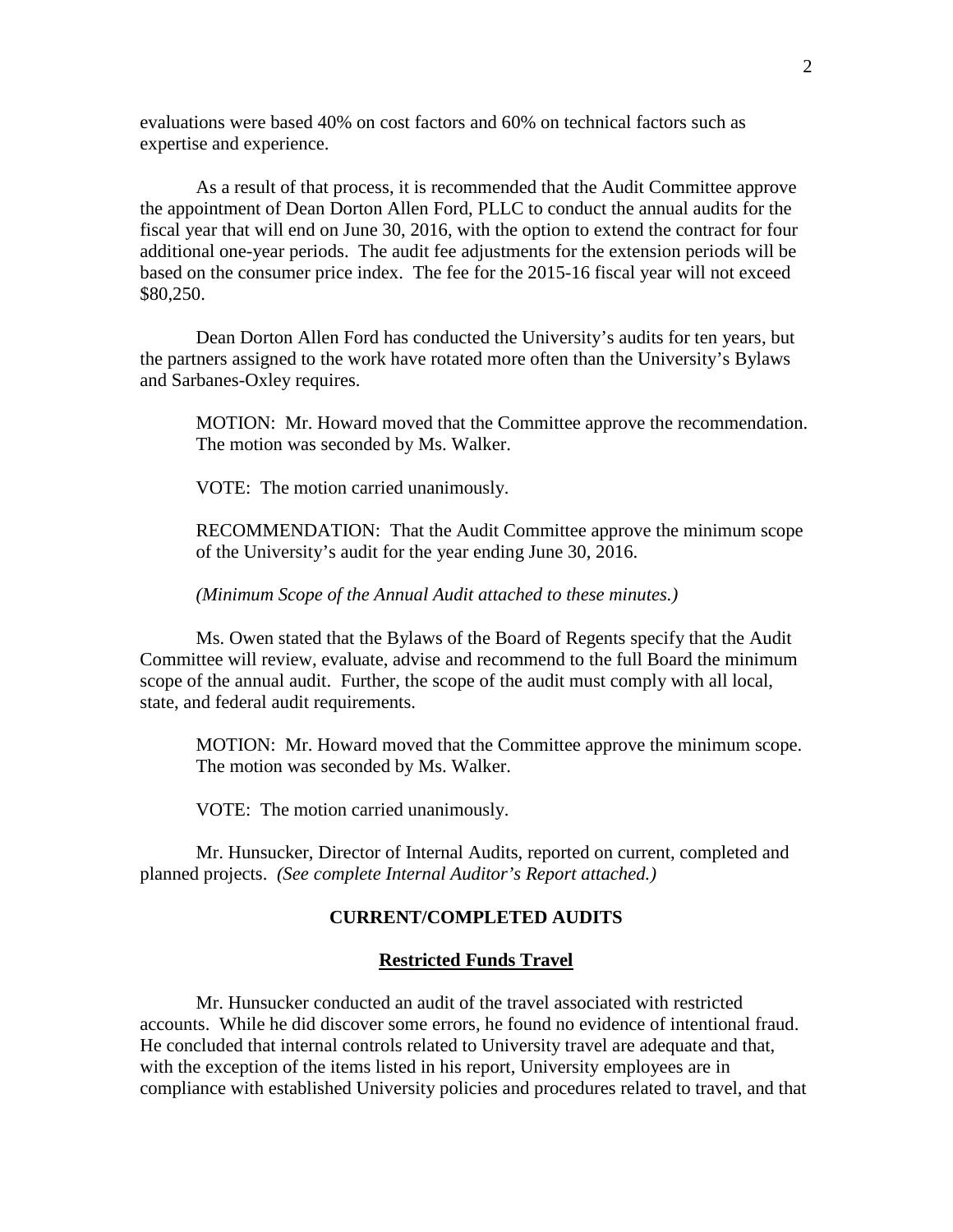evaluations were based 40% on cost factors and 60% on technical factors such as expertise and experience.

As a result of that process, it is recommended that the Audit Committee approve the appointment of Dean Dorton Allen Ford, PLLC to conduct the annual audits for the fiscal year that will end on June 30, 2016, with the option to extend the contract for four additional one-year periods. The audit fee adjustments for the extension periods will be based on the consumer price index. The fee for the 2015-16 fiscal year will not exceed $80,250.

Dean Dorton Allen Ford has conducted the University's audits for ten years, but the partners assigned to the work have rotated more often than the University's Bylaws and Sarbanes-Oxley requires.

> MOTION: Mr. Howard moved that the Committee approve the recommendation. The motion was seconded by Ms. Walker.
>
> VOTE: The motion carried unanimously.
>
> RECOMMENDATION: That the Audit Committee approve the minimum scope of the University's audit for the year ending June 30, 2016.
>
> *(Minimum Scope of the Annual Audit attached to these minutes.)*

Ms. Owen stated that the Bylaws of the Board of Regents specify that the Audit Committee will review, evaluate, advise and recommend to the full Board the minimum scope of the annual audit. Further, the scope of the audit must comply with all local, state, and federal audit requirements.

> MOTION: Mr. Howard moved that the Committee approve the minimum scope. The motion was seconded by Ms. Walker.
>
> VOTE: The motion carried unanimously.

Mr. Hunsucker, Director of Internal Audits, reported on current, completed and planned projects. *(See complete Internal Auditor's Report attached.)*

**CURRENT/COMPLETED AUDITS**

**Restricted Funds Travel**

Mr. Hunsucker conducted an audit of the travel associated with restricted accounts. While he did discover some errors, he found no evidence of intentional fraud. He concluded that internal controls related to University travel are adequate and that, with the exception of the items listed in his report, University employees are in compliance with established University policies and procedures related to travel, and that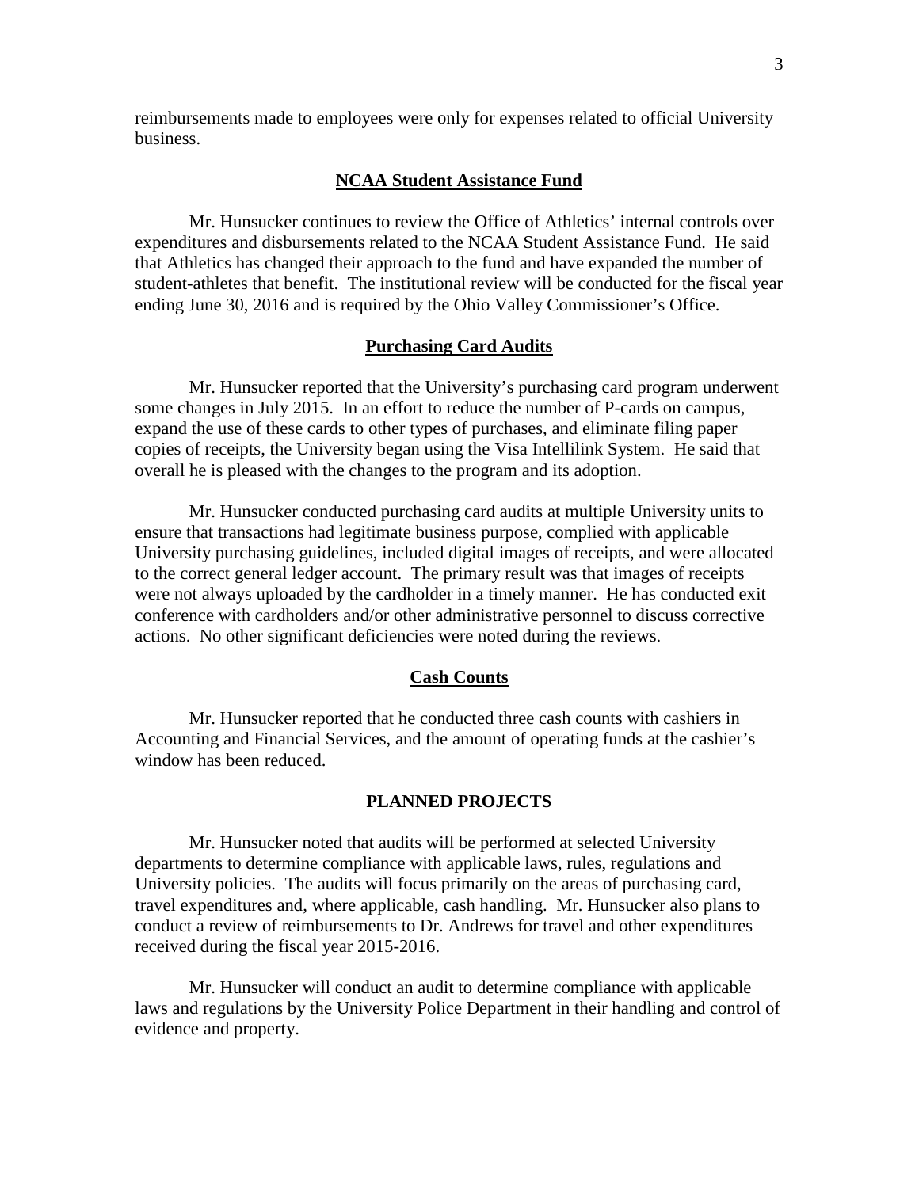reimbursements made to employees were only for expenses related to official University business.

## NCAA Student Assistance Fund

Mr. Hunsucker continues to review the Office of Athletics' internal controls over expenditures and disbursements related to the NCAA Student Assistance Fund. He said that Athletics has changed their approach to the fund and have expanded the number of student-athletes that benefit. The institutional review will be conducted for the fiscal year ending June 30, 2016 and is required by the Ohio Valley Commissioner's Office.

## Purchasing Card Audits

Mr. Hunsucker reported that the University's purchasing card program underwent some changes in July 2015. In an effort to reduce the number of P-cards on campus, expand the use of these cards to other types of purchases, and eliminate filing paper copies of receipts, the University began using the Visa Intellilink System. He said that overall he is pleased with the changes to the program and its adoption.

Mr. Hunsucker conducted purchasing card audits at multiple University units to ensure that transactions had legitimate business purpose, complied with applicable University purchasing guidelines, included digital images of receipts, and were allocated to the correct general ledger account. The primary result was that images of receipts were not always uploaded by the cardholder in a timely manner. He has conducted exit conference with cardholders and/or other administrative personnel to discuss corrective actions. No other significant deficiencies were noted during the reviews.

## Cash Counts

Mr. Hunsucker reported that he conducted three cash counts with cashiers in Accounting and Financial Services, and the amount of operating funds at the cashier's window has been reduced.

# PLANNED PROJECTS

Mr. Hunsucker noted that audits will be performed at selected University departments to determine compliance with applicable laws, rules, regulations and University policies. The audits will focus primarily on the areas of purchasing card, travel expenditures and, where applicable, cash handling. Mr. Hunsucker also plans to conduct a review of reimbursements to Dr. Andrews for travel and other expenditures received during the fiscal year 2015-2016.

Mr. Hunsucker will conduct an audit to determine compliance with applicable laws and regulations by the University Police Department in their handling and control of evidence and property.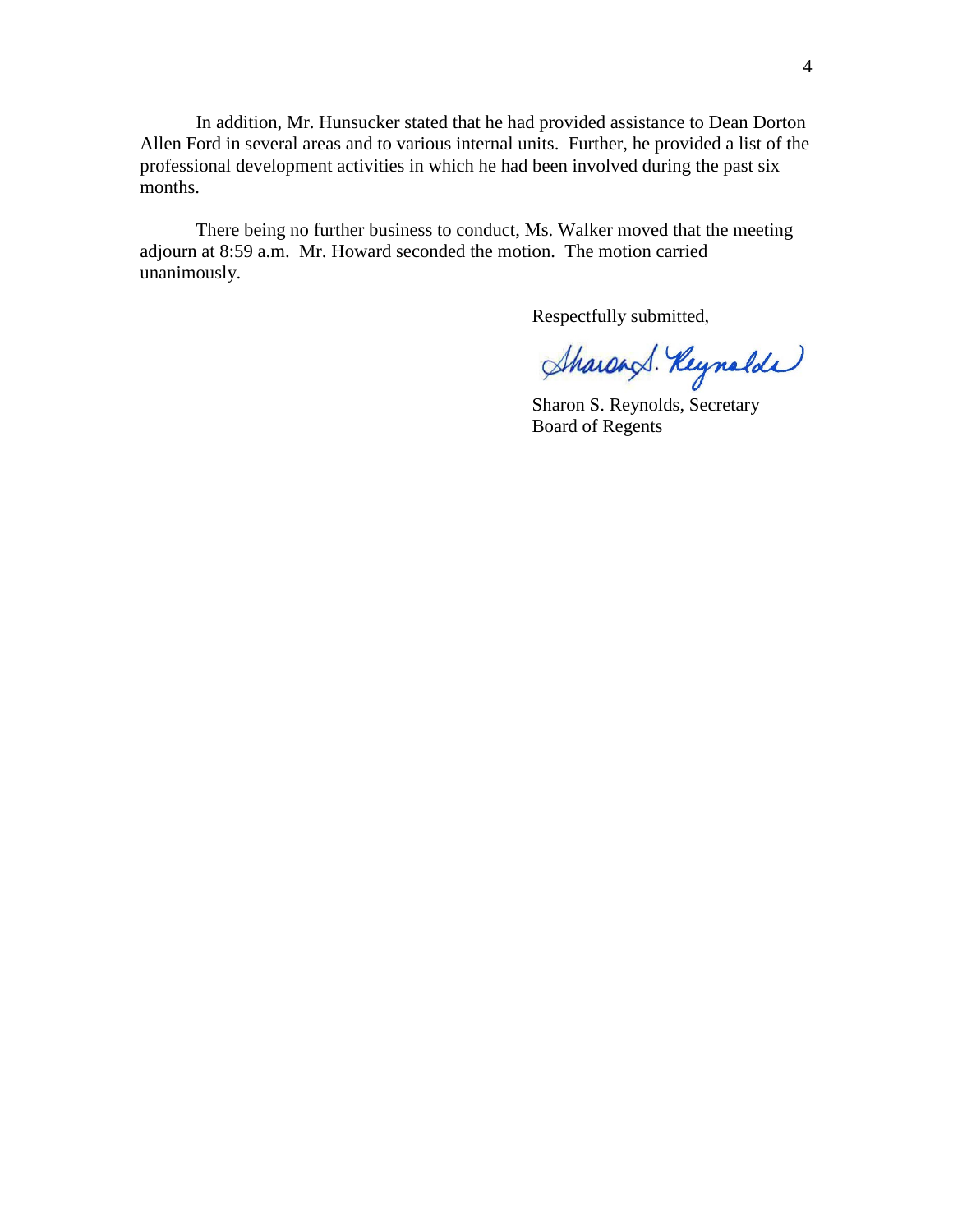In addition, Mr. Hunsucker stated that he had provided assistance to Dean Dorton Allen Ford in several areas and to various internal units. Further, he provided a list of the professional development activities in which he had been involved during the past six months.

There being no further business to conduct, Ms. Walker moved that the meeting adjourn at 8:59 a.m. Mr. Howard seconded the motion. The motion carried unanimously.

Respectfully submitted,

Sharon S. Reynolds

Sharon S. Reynolds, Secretary
Board of Regents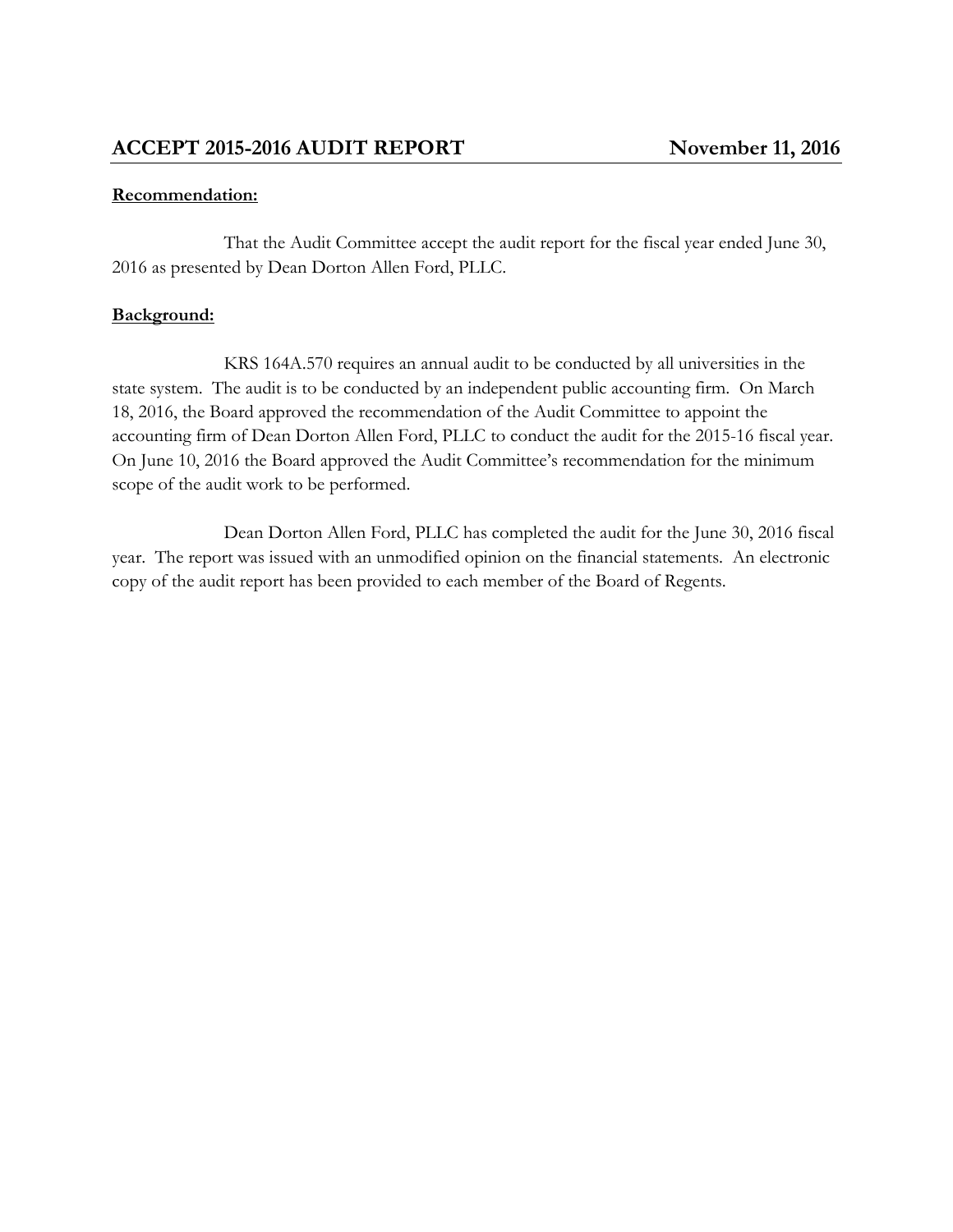## ACCEPT 2015-2016 AUDIT REPORT — November 11, 2016

**Recommendation:**

That the Audit Committee accept the audit report for the fiscal year ended June 30, 2016 as presented by Dean Dorton Allen Ford, PLLC.

**Background:**

KRS 164A.570 requires an annual audit to be conducted by all universities in the state system. The audit is to be conducted by an independent public accounting firm. On March 18, 2016, the Board approved the recommendation of the Audit Committee to appoint the accounting firm of Dean Dorton Allen Ford, PLLC to conduct the audit for the 2015-16 fiscal year. On June 10, 2016 the Board approved the Audit Committee's recommendation for the minimum scope of the audit work to be performed.

Dean Dorton Allen Ford, PLLC has completed the audit for the June 30, 2016 fiscal year. The report was issued with an unmodified opinion on the financial statements. An electronic copy of the audit report has been provided to each member of the Board of Regents.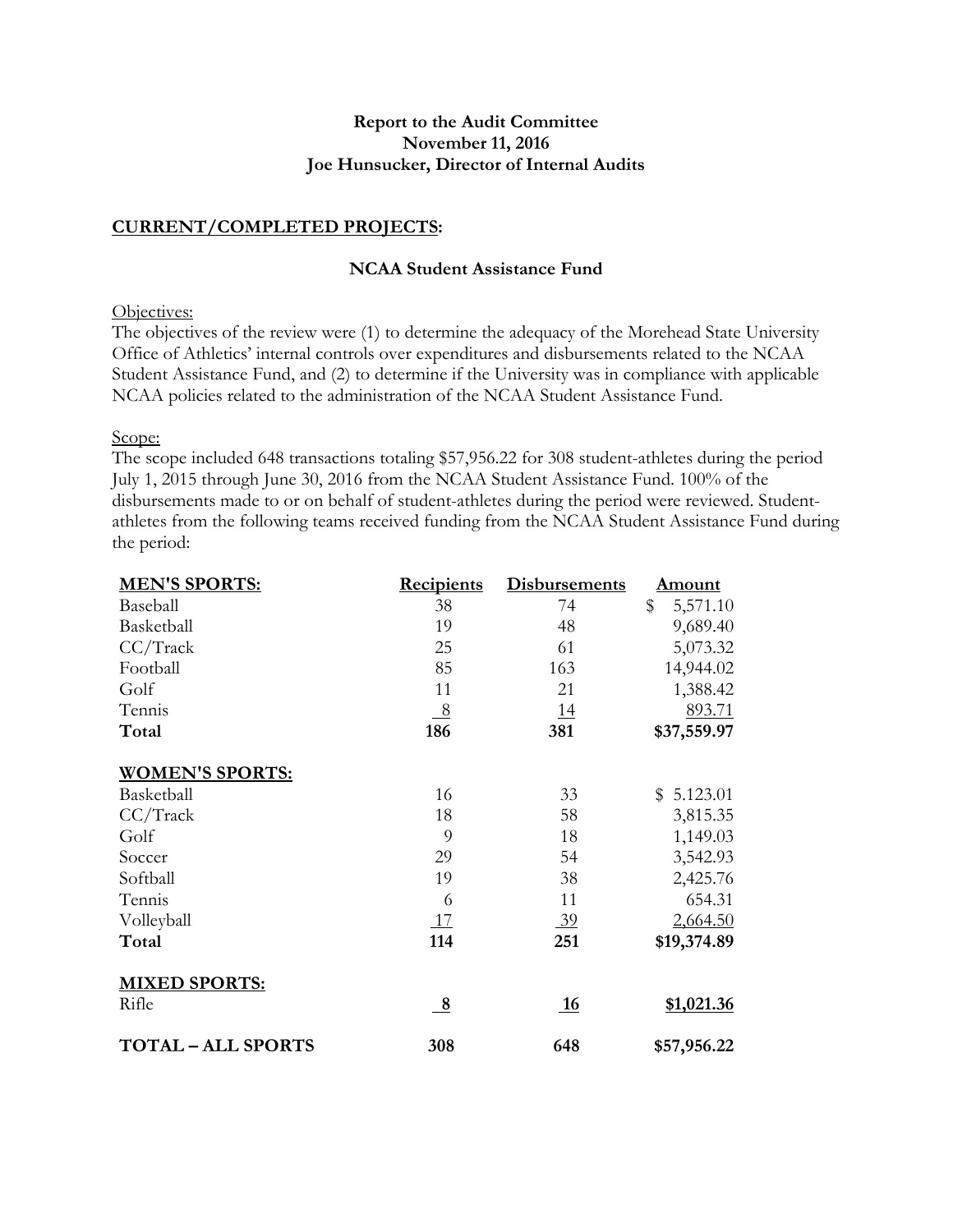**Report to the Audit Committee**
**November 11, 2016**
**Joe Hunsucker, Director of Internal Audits**

## CURRENT/COMPLETED PROJECTS:

### NCAA Student Assistance Fund

Objectives:
The objectives of the review were (1) to determine the adequacy of the Morehead State University Office of Athletics' internal controls over expenditures and disbursements related to the NCAA Student Assistance Fund, and (2) to determine if the University was in compliance with applicable NCAA policies related to the administration of the NCAA Student Assistance Fund.

Scope:
The scope included 648 transactions totaling $57,956.22 for 308 student-athletes during the period July 1, 2015 through June 30, 2016 from the NCAA Student Assistance Fund. 100% of the disbursements made to or on behalf of student-athletes during the period were reviewed. Student-athletes from the following teams received funding from the NCAA Student Assistance Fund during the period:

| MEN'S SPORTS: | Recipients | Disbursements | Amount |
|---|---|---|---|
| Baseball | 38 | 74 | $ 5,571.10 |
| Basketball | 19 | 48 | 9,689.40 |
| CC/Track | 25 | 61 | 5,073.32 |
| Football | 85 | 163 | 14,944.02 |
| Golf | 11 | 21 | 1,388.42 |
| Tennis | 8 | 14 | 893.71 |
| **Total** | **186** | **381** | **$37,559.97** |
| **WOMEN'S SPORTS:** | | | |
| Basketball | 16 | 33 | $ 5.123.01 |
| CC/Track | 18 | 58 | 3,815.35 |
| Golf | 9 | 18 | 1,149.03 |
| Soccer | 29 | 54 | 3,542.93 |
| Softball | 19 | 38 | 2,425.76 |
| Tennis | 6 | 11 | 654.31 |
| Volleyball | 17 | 39 | 2,664.50 |
| **Total** | **114** | **251** | **$19,374.89** |
| **MIXED SPORTS:** | | | |
| Rifle | **8** | **16** | **$1,021.36** |
| **TOTAL – ALL SPORTS** | **308** | **648** | **$57,956.22** |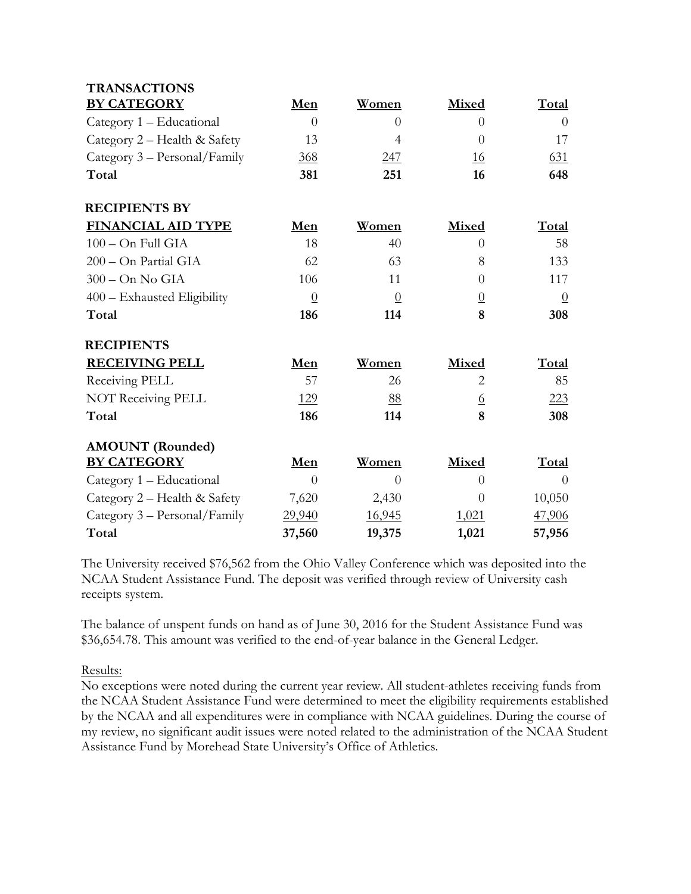| TRANSACTIONS BY CATEGORY | Men | Women | Mixed | Total |
|---|---|---|---|---|
| Category 1 – Educational | 0 | 0 | 0 | 0 |
| Category 2 – Health & Safety | 13 | 4 | 0 | 17 |
| Category 3 – Personal/Family | 368 | 247 | 16 | 631 |
| **Total** | **381** | **251** | **16** | **648** |

| RECIPIENTS BY FINANCIAL AID TYPE | Men | Women | Mixed | Total |
|---|---|---|---|---|
| 100 – On Full GIA | 18 | 40 | 0 | 58 |
| 200 – On Partial GIA | 62 | 63 | 8 | 133 |
| 300 – On No GIA | 106 | 11 | 0 | 117 |
| 400 – Exhausted Eligibility | 0 | 0 | 0 | 0 |
| **Total** | **186** | **114** | **8** | **308** |

| RECIPIENTS RECEIVING PELL | Men | Women | Mixed | Total |
|---|---|---|---|---|
| Receiving PELL | 57 | 26 | 2 | 85 |
| NOT Receiving PELL | 129 | 88 | 6 | 223 |
| **Total** | **186** | **114** | **8** | **308** |

| AMOUNT (Rounded) BY CATEGORY | Men | Women | Mixed | Total |
|---|---|---|---|---|
| Category 1 – Educational | 0 | 0 | 0 | 0 |
| Category 2 – Health & Safety | 7,620 | 2,430 | 0 | 10,050 |
| Category 3 – Personal/Family | 29,940 | 16,945 | 1,021 | 47,906 |
| **Total** | **37,560** | **19,375** | **1,021** | **57,956** |

The University received $76,562 from the Ohio Valley Conference which was deposited into the NCAA Student Assistance Fund. The deposit was verified through review of University cash receipts system.

The balance of unspent funds on hand as of June 30, 2016 for the Student Assistance Fund was $36,654.78. This amount was verified to the end-of-year balance in the General Ledger.

Results:

No exceptions were noted during the current year review. All student-athletes receiving funds from the NCAA Student Assistance Fund were determined to meet the eligibility requirements established by the NCAA and all expenditures were in compliance with NCAA guidelines. During the course of my review, no significant audit issues were noted related to the administration of the NCAA Student Assistance Fund by Morehead State University's Office of Athletics.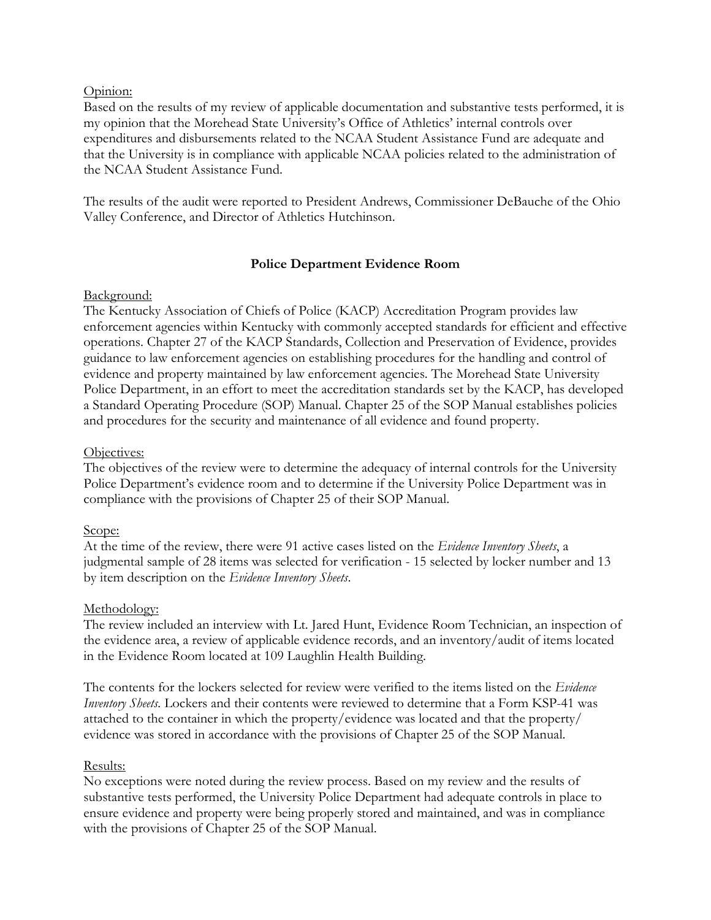Opinion:

Based on the results of my review of applicable documentation and substantive tests performed, it is my opinion that the Morehead State University's Office of Athletics' internal controls over expenditures and disbursements related to the NCAA Student Assistance Fund are adequate and that the University is in compliance with applicable NCAA policies related to the administration of the NCAA Student Assistance Fund.

The results of the audit were reported to President Andrews, Commissioner DeBauche of the Ohio Valley Conference, and Director of Athletics Hutchinson.

## Police Department Evidence Room

Background:

The Kentucky Association of Chiefs of Police (KACP) Accreditation Program provides law enforcement agencies within Kentucky with commonly accepted standards for efficient and effective operations. Chapter 27 of the KACP Standards, Collection and Preservation of Evidence, provides guidance to law enforcement agencies on establishing procedures for the handling and control of evidence and property maintained by law enforcement agencies. The Morehead State University Police Department, in an effort to meet the accreditation standards set by the KACP, has developed a Standard Operating Procedure (SOP) Manual. Chapter 25 of the SOP Manual establishes policies and procedures for the security and maintenance of all evidence and found property.

Objectives:

The objectives of the review were to determine the adequacy of internal controls for the University Police Department's evidence room and to determine if the University Police Department was in compliance with the provisions of Chapter 25 of their SOP Manual.

Scope:

At the time of the review, there were 91 active cases listed on the *Evidence Inventory Sheets*, a judgmental sample of 28 items was selected for verification - 15 selected by locker number and 13 by item description on the *Evidence Inventory Sheets*.

Methodology:

The review included an interview with Lt. Jared Hunt, Evidence Room Technician, an inspection of the evidence area, a review of applicable evidence records, and an inventory/audit of items located in the Evidence Room located at 109 Laughlin Health Building.

The contents for the lockers selected for review were verified to the items listed on the *Evidence Inventory Sheets*. Lockers and their contents were reviewed to determine that a Form KSP-41 was attached to the container in which the property/evidence was located and that the property/evidence was stored in accordance with the provisions of Chapter 25 of the SOP Manual.

Results:

No exceptions were noted during the review process. Based on my review and the results of substantive tests performed, the University Police Department had adequate controls in place to ensure evidence and property were being properly stored and maintained, and was in compliance with the provisions of Chapter 25 of the SOP Manual.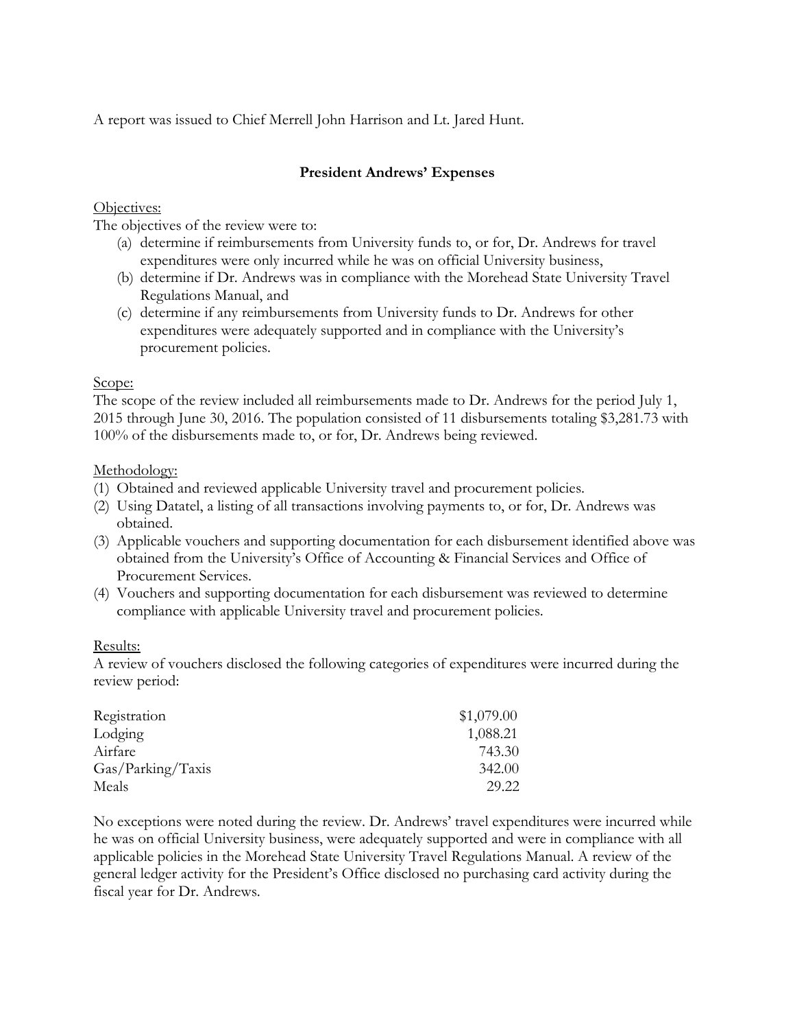A report was issued to Chief Merrell John Harrison and Lt. Jared Hunt.

### President Andrews' Expenses

Objectives:

The objectives of the review were to:

(a) determine if reimbursements from University funds to, or for, Dr. Andrews for travel expenditures were only incurred while he was on official University business,
(b) determine if Dr. Andrews was in compliance with the Morehead State University Travel Regulations Manual, and
(c) determine if any reimbursements from University funds to Dr. Andrews for other expenditures were adequately supported and in compliance with the University's procurement policies.

Scope:

The scope of the review included all reimbursements made to Dr. Andrews for the period July 1, 2015 through June 30, 2016. The population consisted of 11 disbursements totaling $3,281.73 with 100% of the disbursements made to, or for, Dr. Andrews being reviewed.

Methodology:

(1) Obtained and reviewed applicable University travel and procurement policies.
(2) Using Datatel, a listing of all transactions involving payments to, or for, Dr. Andrews was obtained.
(3) Applicable vouchers and supporting documentation for each disbursement identified above was obtained from the University's Office of Accounting & Financial Services and Office of Procurement Services.
(4) Vouchers and supporting documentation for each disbursement was reviewed to determine compliance with applicable University travel and procurement policies.

Results:

A review of vouchers disclosed the following categories of expenditures were incurred during the review period:

| Category | Amount |
|---|---|
| Registration | $1,079.00 |
| Lodging | 1,088.21 |
| Airfare | 743.30 |
| Gas/Parking/Taxis | 342.00 |
| Meals | 29.22 |

No exceptions were noted during the review. Dr. Andrews' travel expenditures were incurred while he was on official University business, were adequately supported and were in compliance with all applicable policies in the Morehead State University Travel Regulations Manual. A review of the general ledger activity for the President's Office disclosed no purchasing card activity during the fiscal year for Dr. Andrews.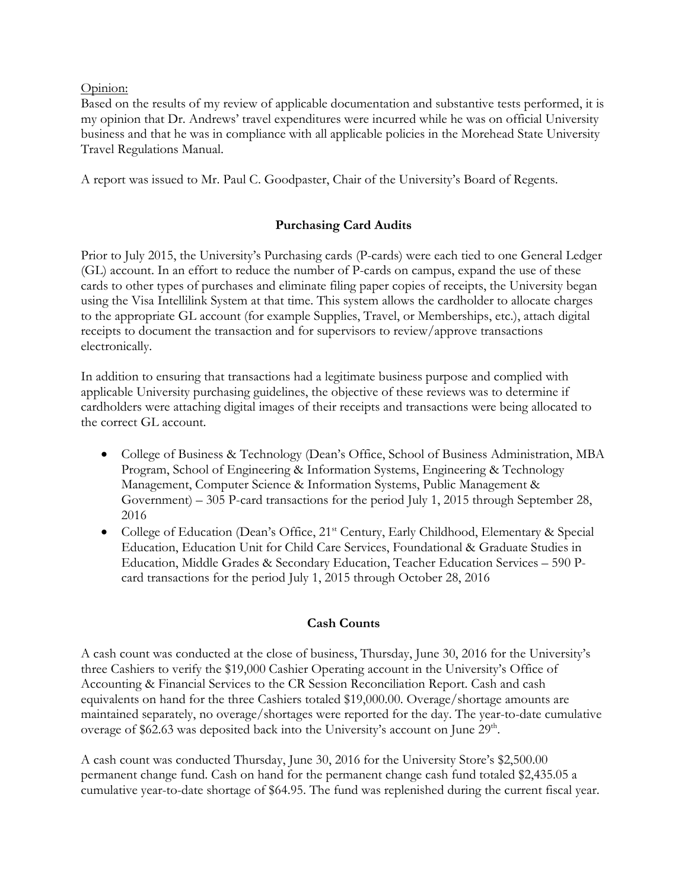Opinion:

Based on the results of my review of applicable documentation and substantive tests performed, it is my opinion that Dr. Andrews' travel expenditures were incurred while he was on official University business and that he was in compliance with all applicable policies in the Morehead State University Travel Regulations Manual.

A report was issued to Mr. Paul C. Goodpaster, Chair of the University's Board of Regents.

## Purchasing Card Audits

Prior to July 2015, the University's Purchasing cards (P-cards) were each tied to one General Ledger (GL) account. In an effort to reduce the number of P-cards on campus, expand the use of these cards to other types of purchases and eliminate filing paper copies of receipts, the University began using the Visa Intellilink System at that time. This system allows the cardholder to allocate charges to the appropriate GL account (for example Supplies, Travel, or Memberships, etc.), attach digital receipts to document the transaction and for supervisors to review/approve transactions electronically.

In addition to ensuring that transactions had a legitimate business purpose and complied with applicable University purchasing guidelines, the objective of these reviews was to determine if cardholders were attaching digital images of their receipts and transactions were being allocated to the correct GL account.

- College of Business & Technology (Dean's Office, School of Business Administration, MBA Program, School of Engineering & Information Systems, Engineering & Technology Management, Computer Science & Information Systems, Public Management & Government) – 305 P-card transactions for the period July 1, 2015 through September 28, 2016
- College of Education (Dean's Office, 21st Century, Early Childhood, Elementary & Special Education, Education Unit for Child Care Services, Foundational & Graduate Studies in Education, Middle Grades & Secondary Education, Teacher Education Services – 590 P-card transactions for the period July 1, 2015 through October 28, 2016

## Cash Counts

A cash count was conducted at the close of business, Thursday, June 30, 2016 for the University's three Cashiers to verify the $19,000 Cashier Operating account in the University's Office of Accounting & Financial Services to the CR Session Reconciliation Report. Cash and cash equivalents on hand for the three Cashiers totaled $19,000.00. Overage/shortage amounts are maintained separately, no overage/shortages were reported for the day. The year-to-date cumulative overage of $62.63 was deposited back into the University's account on June 29th.

A cash count was conducted Thursday, June 30, 2016 for the University Store's $2,500.00 permanent change fund. Cash on hand for the permanent change cash fund totaled $2,435.05 a cumulative year-to-date shortage of $64.95. The fund was replenished during the current fiscal year.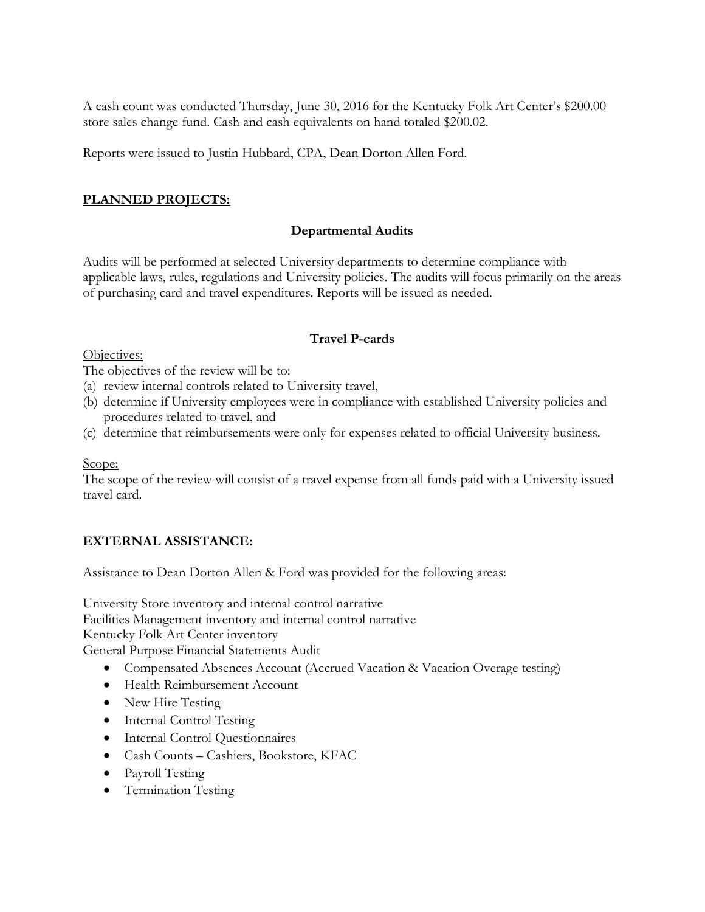A cash count was conducted Thursday, June 30, 2016 for the Kentucky Folk Art Center's $200.00 store sales change fund. Cash and cash equivalents on hand totaled $200.02.

Reports were issued to Justin Hubbard, CPA, Dean Dorton Allen Ford.

## PLANNED PROJECTS:

### Departmental Audits

Audits will be performed at selected University departments to determine compliance with applicable laws, rules, regulations and University policies. The audits will focus primarily on the areas of purchasing card and travel expenditures. Reports will be issued as needed.

### Travel P-cards

Objectives:
The objectives of the review will be to:
(a) review internal controls related to University travel,
(b) determine if University employees were in compliance with established University policies and procedures related to travel, and
(c) determine that reimbursements were only for expenses related to official University business.

Scope:
The scope of the review will consist of a travel expense from all funds paid with a University issued travel card.

## EXTERNAL ASSISTANCE:

Assistance to Dean Dorton Allen & Ford was provided for the following areas:

University Store inventory and internal control narrative
Facilities Management inventory and internal control narrative
Kentucky Folk Art Center inventory
General Purpose Financial Statements Audit

- Compensated Absences Account (Accrued Vacation & Vacation Overage testing)
- Health Reimbursement Account
- New Hire Testing
- Internal Control Testing
- Internal Control Questionnaires
- Cash Counts – Cashiers, Bookstore, KFAC
- Payroll Testing
- Termination Testing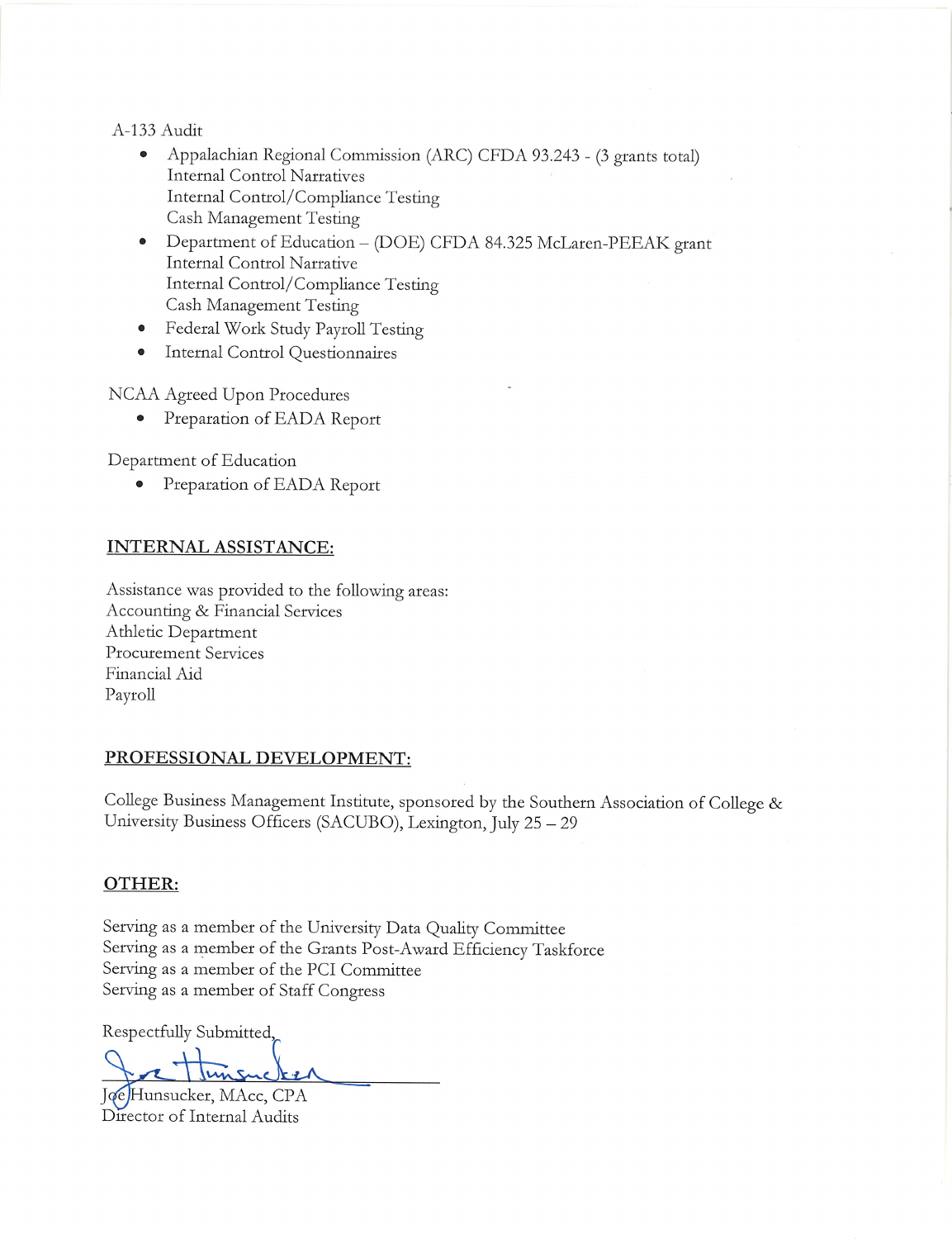A-133 Audit

- Appalachian Regional Commission (ARC) CFDA 93.243 - (3 grants total)
  Internal Control Narratives
  Internal Control/Compliance Testing
  Cash Management Testing
- Department of Education – (DOE) CFDA 84.325 McLaren-PEEAK grant
  Internal Control Narrative
  Internal Control/Compliance Testing
  Cash Management Testing
- Federal Work Study Payroll Testing
- Internal Control Questionnaires

NCAA Agreed Upon Procedures

- Preparation of EADA Report

Department of Education

- Preparation of EADA Report

## INTERNAL ASSISTANCE:

Assistance was provided to the following areas:
Accounting & Financial Services
Athletic Department
Procurement Services
Financial Aid
Payroll

## PROFESSIONAL DEVELOPMENT:

College Business Management Institute, sponsored by the Southern Association of College & University Business Officers (SACUBO), Lexington, July 25 – 29

## OTHER:

Serving as a member of the University Data Quality Committee
Serving as a member of the Grants Post-Award Efficiency Taskforce
Serving as a member of the PCI Committee
Serving as a member of Staff Congress

Respectfully Submitted,

Joe Hunsucker, MAcc, CPA
Director of Internal Audits